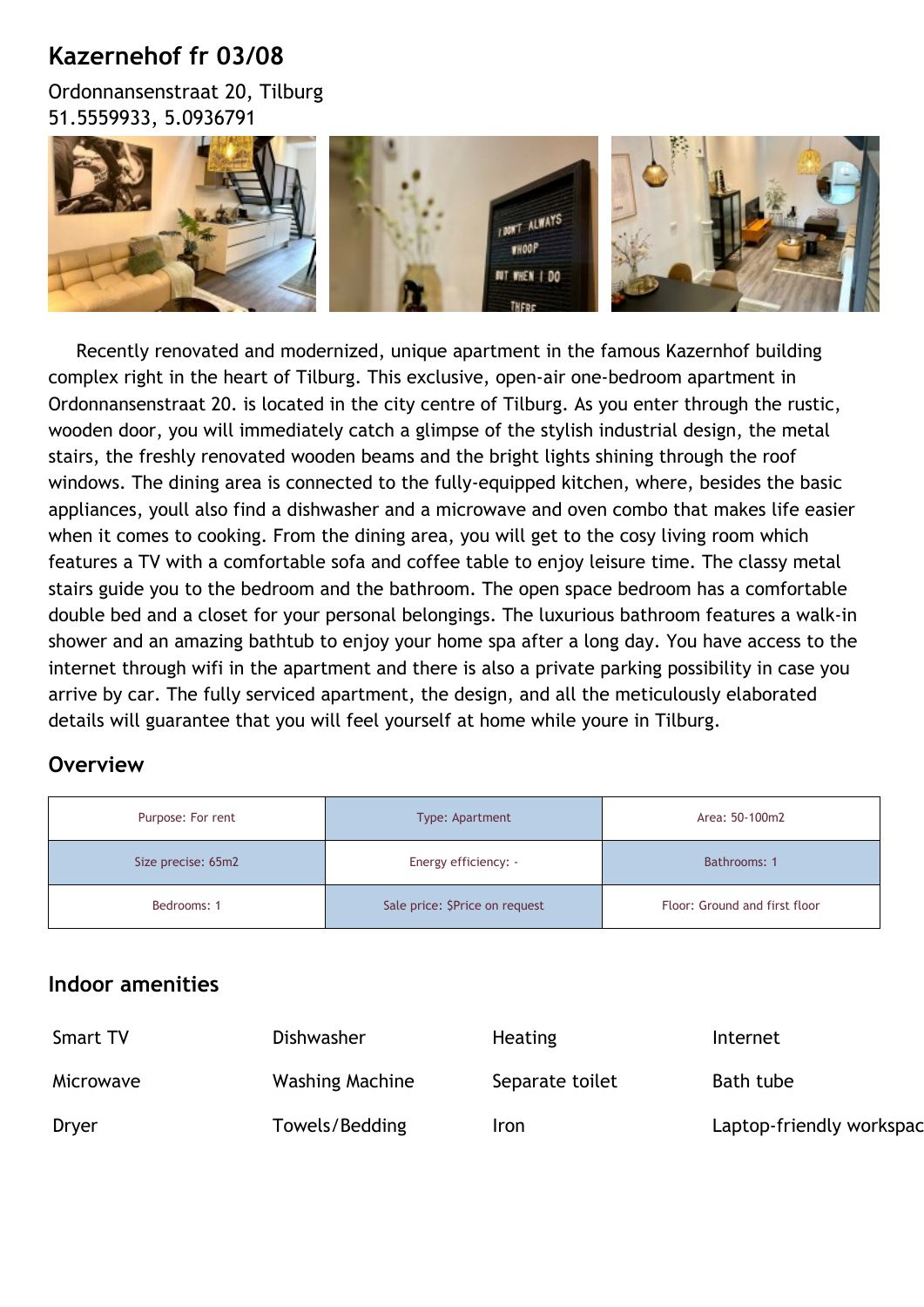## Kazernehof fr 03/08

Ordonnansenstraat 20, Tilburg
51.5559933, 5.0936791

Recently renovated and modernized, unique apartment in the famous Kazernhof building complex right in the heart of Tilburg. This exclusive, open-air one-bedroom apartment in Ordonnansenstraat 20. is located in the city centre of Tilburg. As you enter through the rustic, wooden door, you will immediately catch a glimpse of the stylish industrial design, the metal stairs, the freshly renovated wooden beams and the bright lights shining through the roof windows. The dining area is connected to the fully-equipped kitchen, where, besides the basic appliances, youll also find a dishwasher and a microwave and oven combo that makes life easier when it comes to cooking. From the dining area, you will get to the cosy living room which features a TV with a comfortable sofa and coffee table to enjoy leisure time. The classy metal stairs guide you to the bedroom and the bathroom. The open space bedroom has a comfortable double bed and a closet for your personal belongings. The luxurious bathroom features a walk-in shower and an amazing bathtub to enjoy your home spa after a long day. You have access to the internet through wifi in the apartment and there is also a private parking possibility in case you arrive by car. The fully serviced apartment, the design, and all the meticulously elaborated details will guarantee that you will feel yourself at home while youre in Tilburg.

### Overview

| | | |
|---|---|---|
| Purpose: For rent | Type: Apartment | Area: 50-100m2 |
| Size precise: 65m2 | Energy efficiency: - | Bathrooms: 1 |
| Bedrooms: 1 | Sale price: $Price on request | Floor: Ground and first floor |

### Indoor amenities

| | | | |
|---|---|---|---|
| Smart TV | Dishwasher | Heating | Internet |
| Microwave | Washing Machine | Separate toilet | Bath tube |
| Dryer | Towels/Bedding | Iron | Laptop-friendly workspac |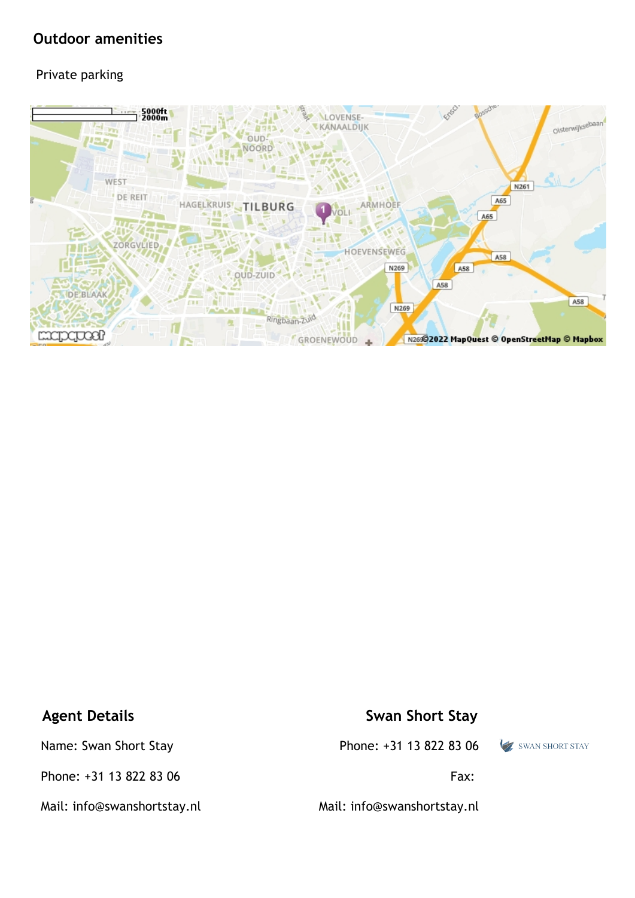## Outdoor amenities

Private parking

5000ft
2000m

LOVENSE-KANAALDIJK
OUD-NOORD
WEST
DE REIT
HAGELKRUIS
TILBURG
1
VOLI
ARMHOEF
ZORGVLIED
HOEVENSEWEG
OUD-ZUID
DE BLAAK
Ringbaan-Zuid
GROENEWOUD
N261
A65
A58
N269
mapquest
©2022 MapQuest © OpenStreetMap © Mapbox

## Agent Details

Name: Swan Short Stay

Phone: +31 13 822 83 06

Mail: info@swanshortstay.nl

## Swan Short Stay

Phone: +31 13 822 83 06

SWAN SHORT STAY

Fax:

Mail: info@swanshortstay.nl